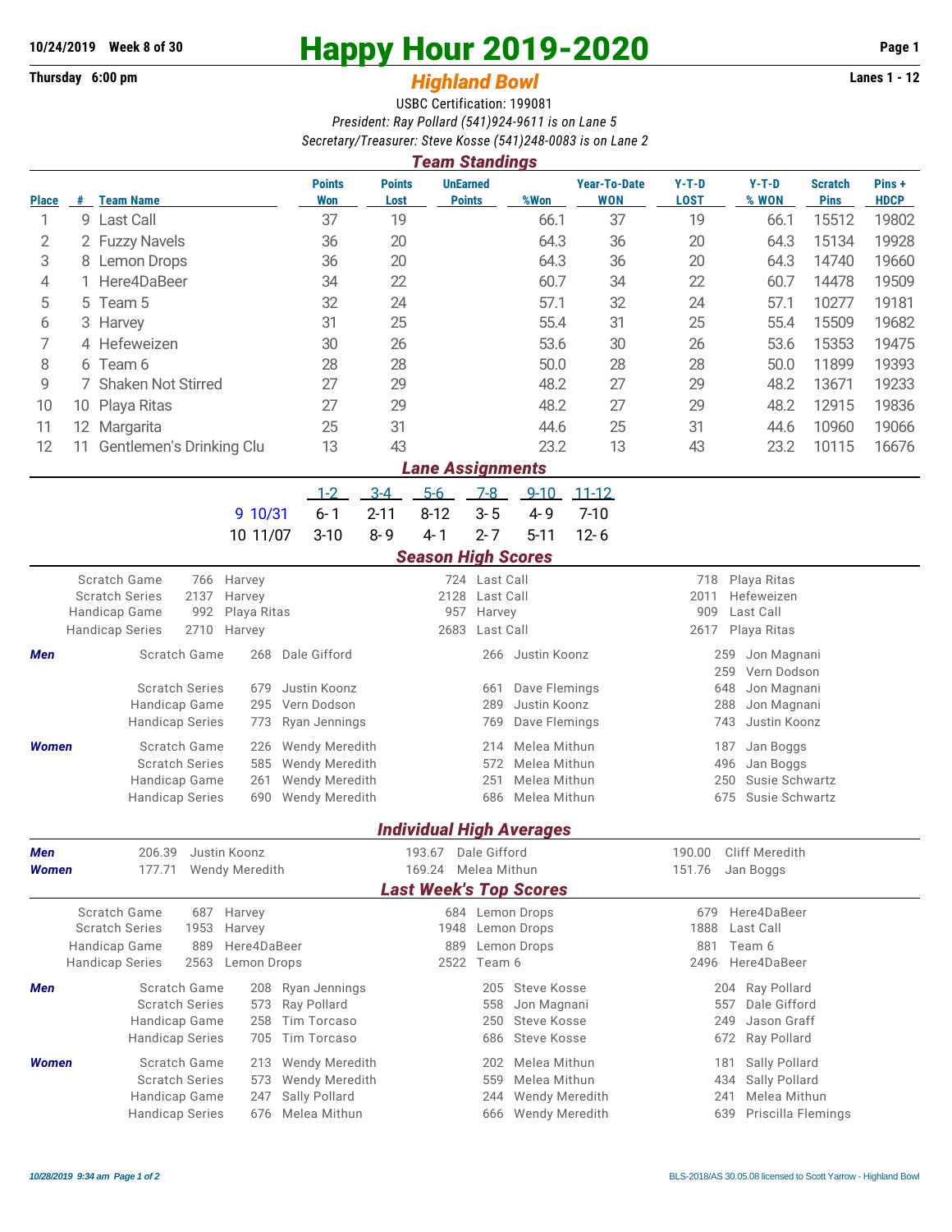10/24/2019 Week 8 of 30

Thursday 6:00 pm

# Happy Hour 2019-2020

## *Highland Bowl*

Lanes 1 - 12

USBC Certification: 199081

*President: Ray Pollard (541)924-9611 is on Lane 5*

*Secretary/Treasurer: Steve Kosse (541)248-0083 is on Lane 2*

### *Team Standings*

| Place | # | Team Name | Points Won | Points Lost | UnEarned Points | %Won | Year-To-Date WON | Y-T-D LOST | Y-T-D % WON | Scratch Pins | Pins + HDCP |
|---|---|---|---|---|---|---|---|---|---|---|---|
| 1 | 9 | Last Call | 37 | 19 | | 66.1 | 37 | 19 | 66.1 | 15512 | 19802 |
| 2 | 2 | Fuzzy Navels | 36 | 20 | | 64.3 | 36 | 20 | 64.3 | 15134 | 19928 |
| 3 | 8 | Lemon Drops | 36 | 20 | | 64.3 | 36 | 20 | 64.3 | 14740 | 19660 |
| 4 | 1 | Here4DaBeer | 34 | 22 | | 60.7 | 34 | 22 | 60.7 | 14478 | 19509 |
| 5 | 5 | Team 5 | 32 | 24 | | 57.1 | 32 | 24 | 57.1 | 10277 | 19181 |
| 6 | 3 | Harvey | 31 | 25 | | 55.4 | 31 | 25 | 55.4 | 15509 | 19682 |
| 7 | 4 | Hefeweizen | 30 | 26 | | 53.6 | 30 | 26 | 53.6 | 15353 | 19475 |
| 8 | 6 | Team 6 | 28 | 28 | | 50.0 | 28 | 28 | 50.0 | 11899 | 19393 |
| 9 | 7 | Shaken Not Stirred | 27 | 29 | | 48.2 | 27 | 29 | 48.2 | 13671 | 19233 |
| 10 | 10 | Playa Ritas | 27 | 29 | | 48.2 | 27 | 29 | 48.2 | 12915 | 19836 |
| 11 | 12 | Margarita | 25 | 31 | | 44.6 | 25 | 31 | 44.6 | 10960 | 19066 |
| 12 | 11 | Gentlemen's Drinking Clu | 13 | 43 | | 23.2 | 13 | 43 | 23.2 | 10115 | 16676 |

### *Lane Assignments*

| | 1-2 | 3-4 | 5-6 | 7-8 | 9-10 | 11-12 |
|---|---|---|---|---|---|---|
| 9 10/31 | 6- 1 | 2-11 | 8-12 | 3- 5 | 4- 9 | 7-10 |
| 10 11/07 | 3-10 | 8- 9 | 4- 1 | 2- 7 | 5-11 | 12- 6 |

### *Season High Scores*

| | | | | | | |
|---|---|---|---|---|---|---|
| Scratch Game | 766 | Harvey | 724 | Last Call | 718 | Playa Ritas |
| Scratch Series | 2137 | Harvey | 2128 | Last Call | 2011 | Hefeweizen |
| Handicap Game | 992 | Playa Ritas | 957 | Harvey | 909 | Last Call |
| Handicap Series | 2710 | Harvey | 2683 | Last Call | 2617 | Playa Ritas |

| | | | | | | | |
|---|---|---|---|---|---|---|---|
| **Men** | Scratch Game | 268 | Dale Gifford | 266 | Justin Koonz | 259 | Jon Magnani |
| | | | | | | 259 | Vern Dodson |
| | Scratch Series | 679 | Justin Koonz | 661 | Dave Flemings | 648 | Jon Magnani |
| | Handicap Game | 295 | Vern Dodson | 289 | Justin Koonz | 288 | Jon Magnani |
| | Handicap Series | 773 | Ryan Jennings | 769 | Dave Flemings | 743 | Justin Koonz |
| **Women** | Scratch Game | 226 | Wendy Meredith | 214 | Melea Mithun | 187 | Jan Boggs |
| | Scratch Series | 585 | Wendy Meredith | 572 | Melea Mithun | 496 | Jan Boggs |
| | Handicap Game | 261 | Wendy Meredith | 251 | Melea Mithun | 250 | Susie Schwartz |
| | Handicap Series | 690 | Wendy Meredith | 686 | Melea Mithun | 675 | Susie Schwartz |

### *Individual High Averages*

| | | | | | | |
|---|---|---|---|---|---|---|
| **Men** | 206.39 | Justin Koonz | 193.67 | Dale Gifford | 190.00 | Cliff Meredith |
| **Women** | 177.71 | Wendy Meredith | 169.24 | Melea Mithun | 151.76 | Jan Boggs |

### *Last Week's Top Scores*

| | | | | | | |
|---|---|---|---|---|---|---|
| Scratch Game | 687 | Harvey | 684 | Lemon Drops | 679 | Here4DaBeer |
| Scratch Series | 1953 | Harvey | 1948 | Lemon Drops | 1888 | Last Call |
| Handicap Game | 889 | Here4DaBeer | 889 | Lemon Drops | 881 | Team 6 |
| Handicap Series | 2563 | Lemon Drops | 2522 | Team 6 | 2496 | Here4DaBeer |

| | | | | | | | |
|---|---|---|---|---|---|---|---|
| **Men** | Scratch Game | 208 | Ryan Jennings | 205 | Steve Kosse | 204 | Ray Pollard |
| | Scratch Series | 573 | Ray Pollard | 558 | Jon Magnani | 557 | Dale Gifford |
| | Handicap Game | 258 | Tim Torcaso | 250 | Steve Kosse | 249 | Jason Graff |
| | Handicap Series | 705 | Tim Torcaso | 686 | Steve Kosse | 672 | Ray Pollard |
| **Women** | Scratch Game | 213 | Wendy Meredith | 202 | Melea Mithun | 181 | Sally Pollard |
| | Scratch Series | 573 | Wendy Meredith | 559 | Melea Mithun | 434 | Sally Pollard |
| | Handicap Game | 247 | Sally Pollard | 244 | Wendy Meredith | 241 | Melea Mithun |
| | Handicap Series | 676 | Melea Mithun | 666 | Wendy Meredith | 639 | Priscilla Flemings |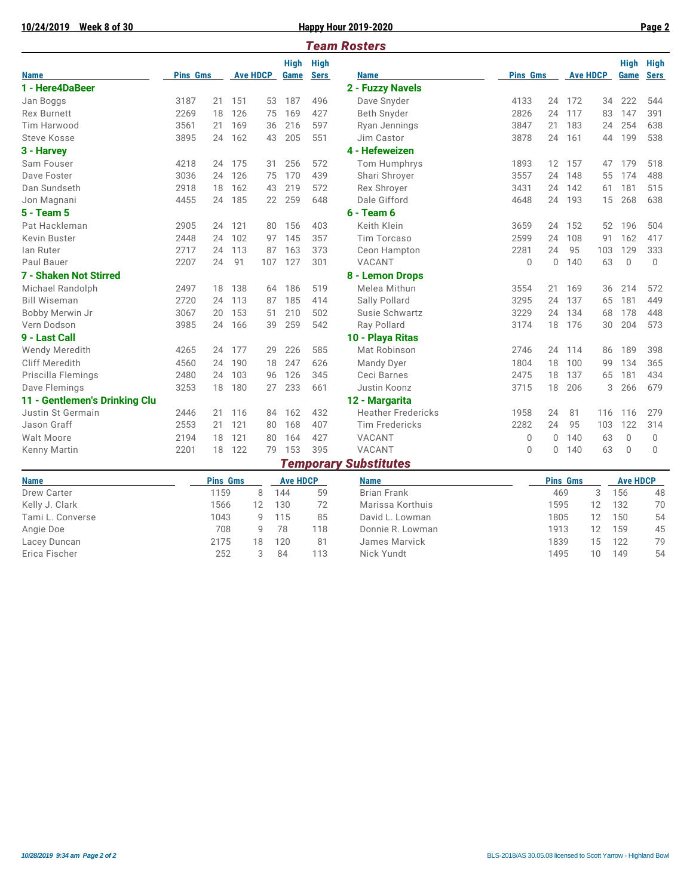## Team Rosters

| Name | Pins | Gms | Ave | HDCP | High Game | High Sers |
|---|---|---|---|---|---|---|
| **1 - Here4DaBeer** | | | | | | |
| Jan Boggs | 3187 | 21 | 151 | 53 | 187 | 496 |
| Rex Burnett | 2269 | 18 | 126 | 75 | 169 | 427 |
| Tim Harwood | 3561 | 21 | 169 | 36 | 216 | 597 |
| Steve Kosse | 3895 | 24 | 162 | 43 | 205 | 551 |
| **2 - Fuzzy Navels** | | | | | | |
| Dave Snyder | 4133 | 24 | 172 | 34 | 222 | 544 |
| Beth Snyder | 2826 | 24 | 117 | 83 | 147 | 391 |
| Ryan Jennings | 3847 | 21 | 183 | 24 | 254 | 638 |
| Jim Castor | 3878 | 24 | 161 | 44 | 199 | 538 |
| **3 - Harvey** | | | | | | |
| Sam Fouser | 4218 | 24 | 175 | 31 | 256 | 572 |
| Dave Foster | 3036 | 24 | 126 | 75 | 170 | 439 |
| Dan Sundseth | 2918 | 18 | 162 | 43 | 219 | 572 |
| Jon Magnani | 4455 | 24 | 185 | 22 | 259 | 648 |
| **4 - Hefeweizen** | | | | | | |
| Tom Humphrys | 1893 | 12 | 157 | 47 | 179 | 518 |
| Shari Shroyer | 3557 | 24 | 148 | 55 | 174 | 488 |
| Rex Shroyer | 3431 | 24 | 142 | 61 | 181 | 515 |
| Dale Gifford | 4648 | 24 | 193 | 15 | 268 | 638 |
| **5 - Team 5** | | | | | | |
| Pat Hackleman | 2905 | 24 | 121 | 80 | 156 | 403 |
| Kevin Buster | 2448 | 24 | 102 | 97 | 145 | 357 |
| Ian Ruter | 2717 | 24 | 113 | 87 | 163 | 373 |
| Paul Bauer | 2207 | 24 | 91 | 107 | 127 | 301 |
| **6 - Team 6** | | | | | | |
| Keith Klein | 3659 | 24 | 152 | 52 | 196 | 504 |
| Tim Torcaso | 2599 | 24 | 108 | 91 | 162 | 417 |
| Ceon Hampton | 2281 | 24 | 95 | 103 | 129 | 333 |
| VACANT | 0 | 0 | 140 | 63 | 0 | 0 |
| **7 - Shaken Not Stirred** | | | | | | |
| Michael Randolph | 2497 | 18 | 138 | 64 | 186 | 519 |
| Bill Wiseman | 2720 | 24 | 113 | 87 | 185 | 414 |
| Bobby Merwin Jr | 3067 | 20 | 153 | 51 | 210 | 502 |
| Vern Dodson | 3985 | 24 | 166 | 39 | 259 | 542 |
| **8 - Lemon Drops** | | | | | | |
| Melea Mithun | 3554 | 21 | 169 | 36 | 214 | 572 |
| Sally Pollard | 3295 | 24 | 137 | 65 | 181 | 449 |
| Susie Schwartz | 3229 | 24 | 134 | 68 | 178 | 448 |
| Ray Pollard | 3174 | 18 | 176 | 30 | 204 | 573 |
| **9 - Last Call** | | | | | | |
| Wendy Meredith | 4265 | 24 | 177 | 29 | 226 | 585 |
| Cliff Meredith | 4560 | 24 | 190 | 18 | 247 | 626 |
| Priscilla Flemings | 2480 | 24 | 103 | 96 | 126 | 345 |
| Dave Flemings | 3253 | 18 | 180 | 27 | 233 | 661 |
| **10 - Playa Ritas** | | | | | | |
| Mat Robinson | 2746 | 24 | 114 | 86 | 189 | 398 |
| Mandy Dyer | 1804 | 18 | 100 | 99 | 134 | 365 |
| Ceci Barnes | 2475 | 18 | 137 | 65 | 181 | 434 |
| Justin Koonz | 3715 | 18 | 206 | 3 | 266 | 679 |
| **11 - Gentlemen's Drinking Clu** | | | | | | |
| Justin St Germain | 2446 | 21 | 116 | 84 | 162 | 432 |
| Jason Graff | 2553 | 21 | 121 | 80 | 168 | 407 |
| Walt Moore | 2194 | 18 | 121 | 80 | 164 | 427 |
| Kenny Martin | 2201 | 18 | 122 | 79 | 153 | 395 |
| **12 - Margarita** | | | | | | |
| Heather Fredericks | 1958 | 24 | 81 | 116 | 116 | 279 |
| Tim Fredericks | 2282 | 24 | 95 | 103 | 122 | 314 |
| VACANT | 0 | 0 | 140 | 63 | 0 | 0 |
| VACANT | 0 | 0 | 140 | 63 | 0 | 0 |

## Temporary Substitutes

| Name | Pins | Gms | Ave | HDCP |
|---|---|---|---|---|
| Drew Carter | 1159 | 8 | 144 | 59 |
| Kelly J. Clark | 1566 | 12 | 130 | 72 |
| Tami L. Converse | 1043 | 9 | 115 | 85 |
| Angie Doe | 708 | 9 | 78 | 118 |
| Lacey Duncan | 2175 | 18 | 120 | 81 |
| Erica Fischer | 252 | 3 | 84 | 113 |
| Brian Frank | 469 | 3 | 156 | 48 |
| Marissa Korthuis | 1595 | 12 | 132 | 70 |
| David L. Lowman | 1805 | 12 | 150 | 54 |
| Donnie R. Lowman | 1913 | 12 | 159 | 45 |
| James Marvick | 1839 | 15 | 122 | 79 |
| Nick Yundt | 1495 | 10 | 149 | 54 |